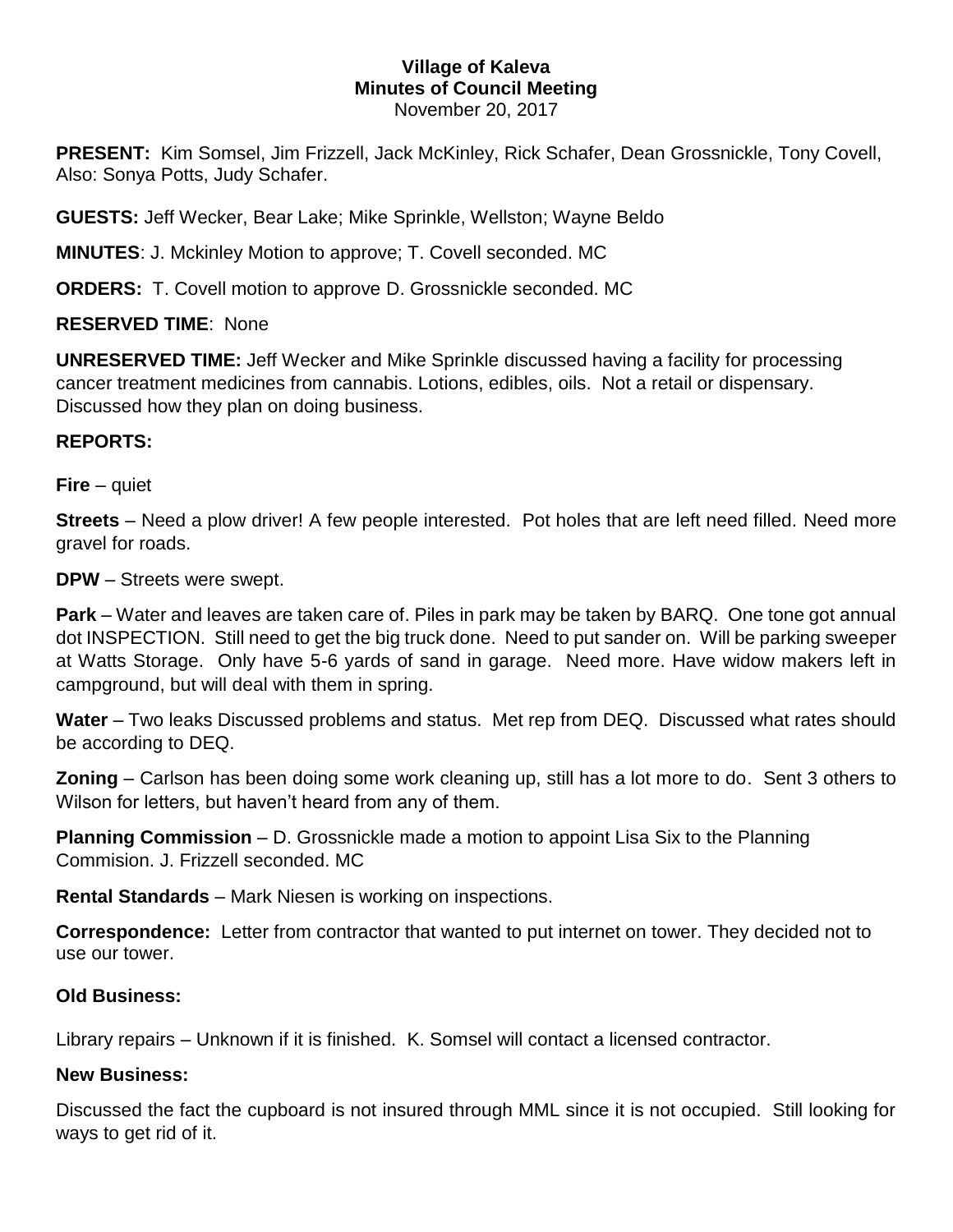# Village of Kaleva
## Minutes of Council Meeting
November 20, 2017

**PRESENT:** Kim Somsel, Jim Frizzell, Jack McKinley, Rick Schafer, Dean Grossnickle, Tony Covell, Also: Sonya Potts, Judy Schafer.

**GUESTS:** Jeff Wecker, Bear Lake; Mike Sprinkle, Wellston; Wayne Beldo

**MINUTES**: J. Mckinley Motion to approve; T. Covell seconded. MC

**ORDERS:** T. Covell motion to approve D. Grossnickle seconded. MC

**RESERVED TIME**: None

**UNRESERVED TIME:** Jeff Wecker and Mike Sprinkle discussed having a facility for processing cancer treatment medicines from cannabis. Lotions, edibles, oils. Not a retail or dispensary. Discussed how they plan on doing business.

**REPORTS:**

**Fire** – quiet

**Streets** – Need a plow driver! A few people interested. Pot holes that are left need filled. Need more gravel for roads.

**DPW** – Streets were swept.

**Park** – Water and leaves are taken care of. Piles in park may be taken by BARQ. One tone got annual dot INSPECTION. Still need to get the big truck done. Need to put sander on. Will be parking sweeper at Watts Storage. Only have 5-6 yards of sand in garage. Need more. Have widow makers left in campground, but will deal with them in spring.

**Water** – Two leaks Discussed problems and status. Met rep from DEQ. Discussed what rates should be according to DEQ.

**Zoning** – Carlson has been doing some work cleaning up, still has a lot more to do. Sent 3 others to Wilson for letters, but haven't heard from any of them.

**Planning Commission** – D. Grossnickle made a motion to appoint Lisa Six to the Planning Commision. J. Frizzell seconded. MC

**Rental Standards** – Mark Niesen is working on inspections.

**Correspondence:** Letter from contractor that wanted to put internet on tower. They decided not to use our tower.

**Old Business:**

Library repairs – Unknown if it is finished. K. Somsel will contact a licensed contractor.

**New Business:**

Discussed the fact the cupboard is not insured through MML since it is not occupied. Still looking for ways to get rid of it.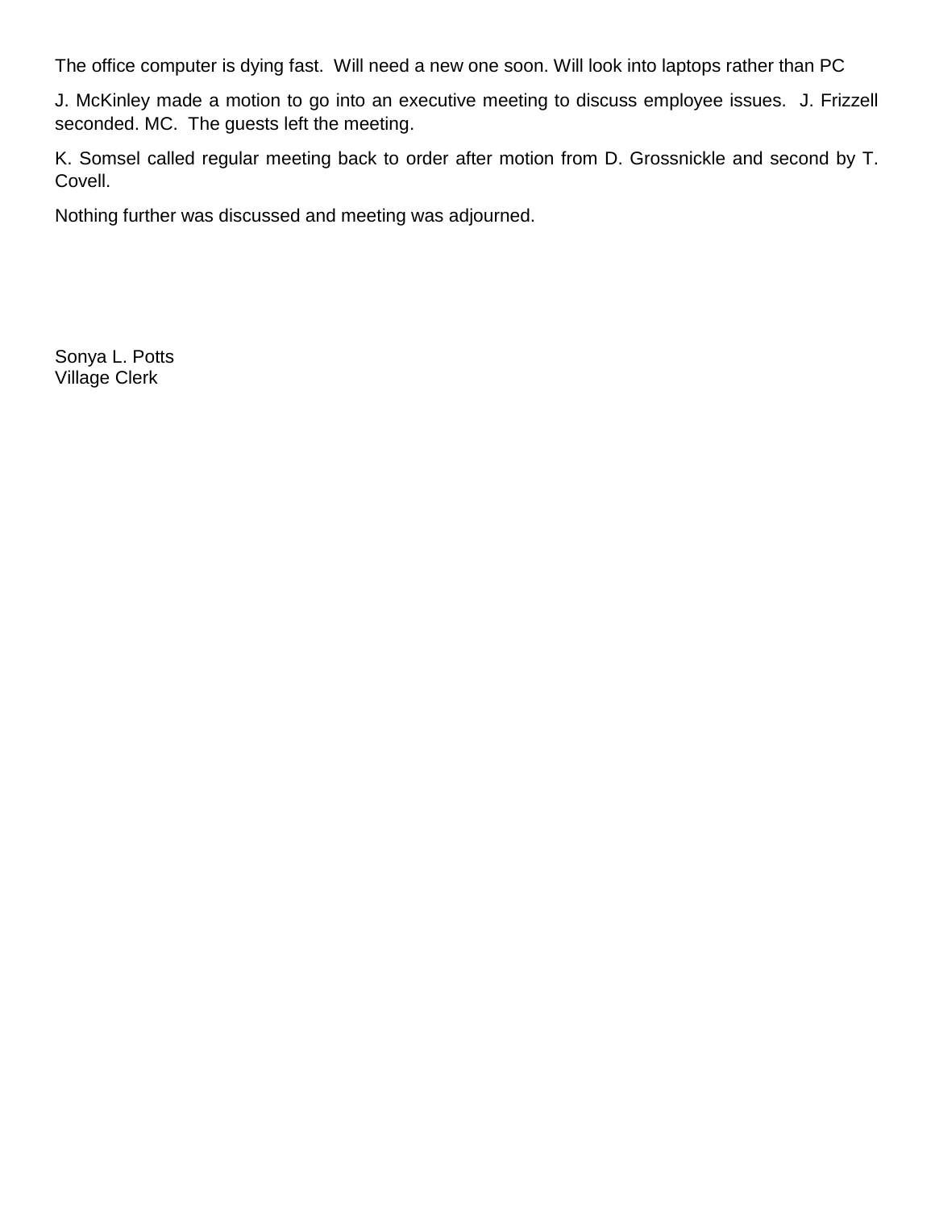The office computer is dying fast. Will need a new one soon. Will look into laptops rather than PC

J. McKinley made a motion to go into an executive meeting to discuss employee issues. J. Frizzell seconded. MC. The guests left the meeting.

K. Somsel called regular meeting back to order after motion from D. Grossnickle and second by T. Covell.

Nothing further was discussed and meeting was adjourned.

Sonya L. Potts
Village Clerk